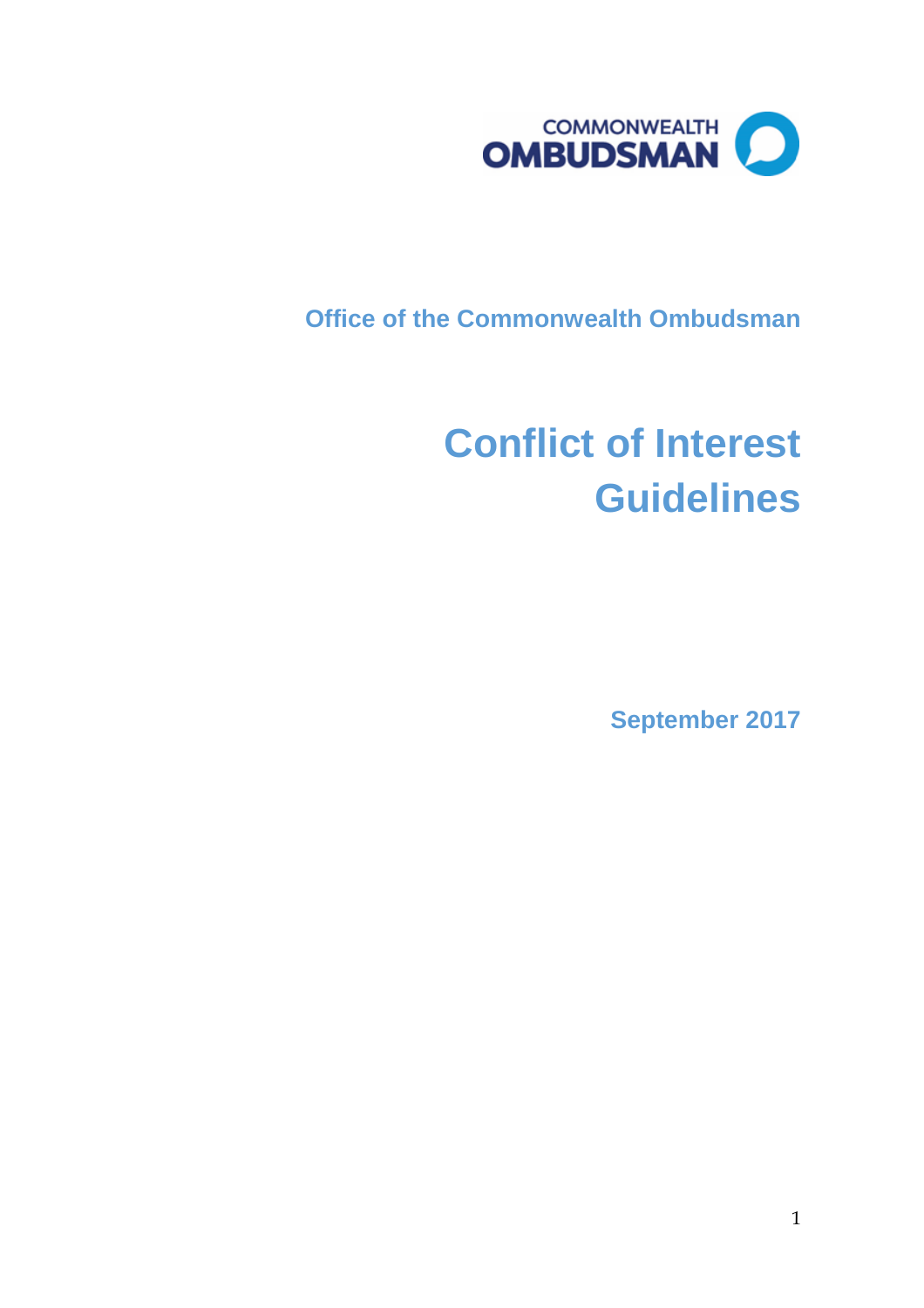COMMONWEALTH OMBUDSMAN

Office of the Commonwealth Ombudsman

# Conflict of Interest Guidelines

September 2017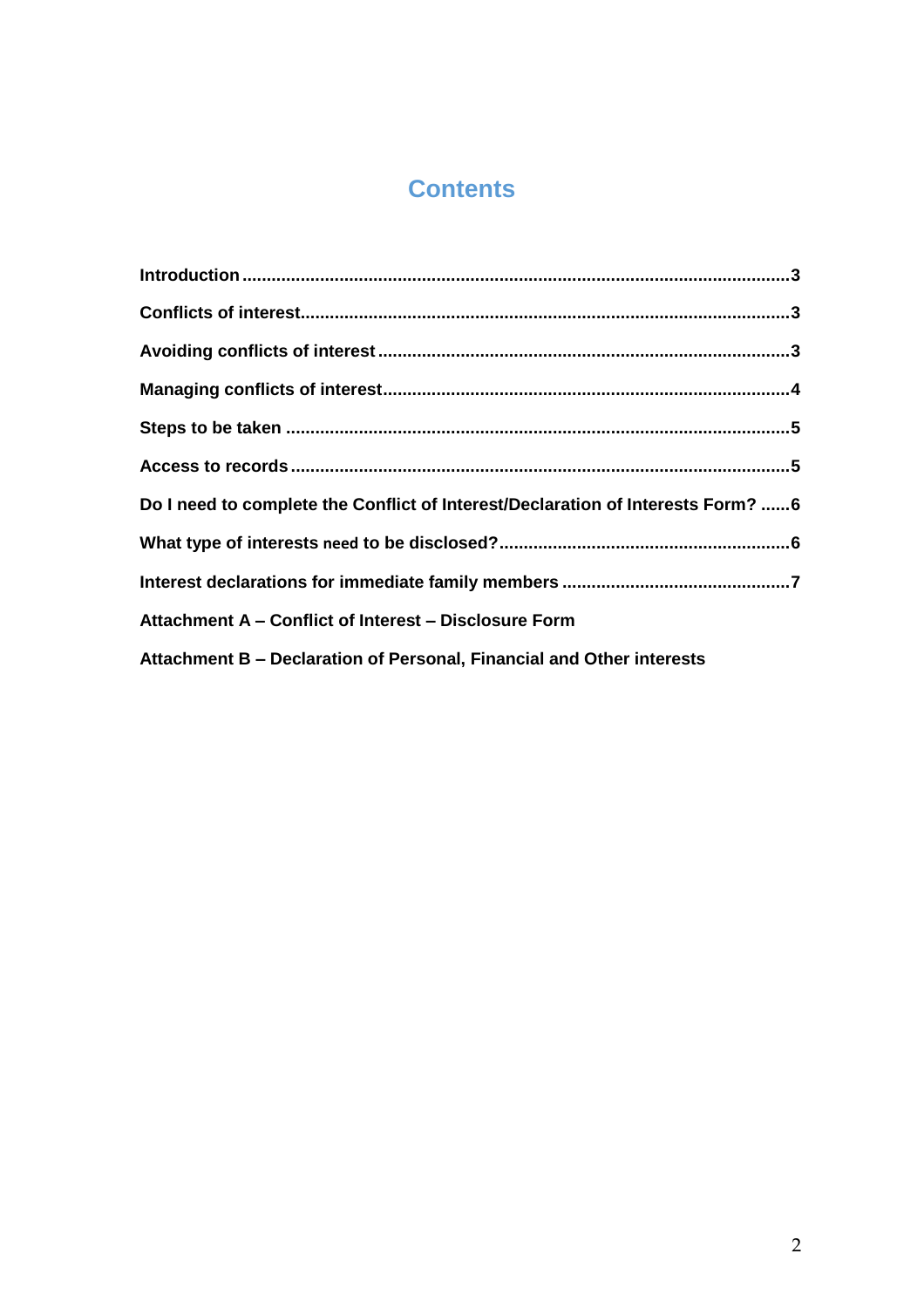# Contents

| | |
|---|---|
| **Introduction** | **3** |
| **Conflicts of interest** | **3** |
| **Avoiding conflicts of interest** | **3** |
| **Managing conflicts of interest** | **4** |
| **Steps to be taken** | **5** |
| **Access to records** | **5** |
| **Do I need to complete the Conflict of Interest/Declaration of Interests Form?** | **6** |
| **What type of interests need to be disclosed?** | **6** |
| **Interest declarations for immediate family members** | **7** |
| **Attachment A – Conflict of Interest – Disclosure Form** | |
| **Attachment B – Declaration of Personal, Financial and Other interests** | |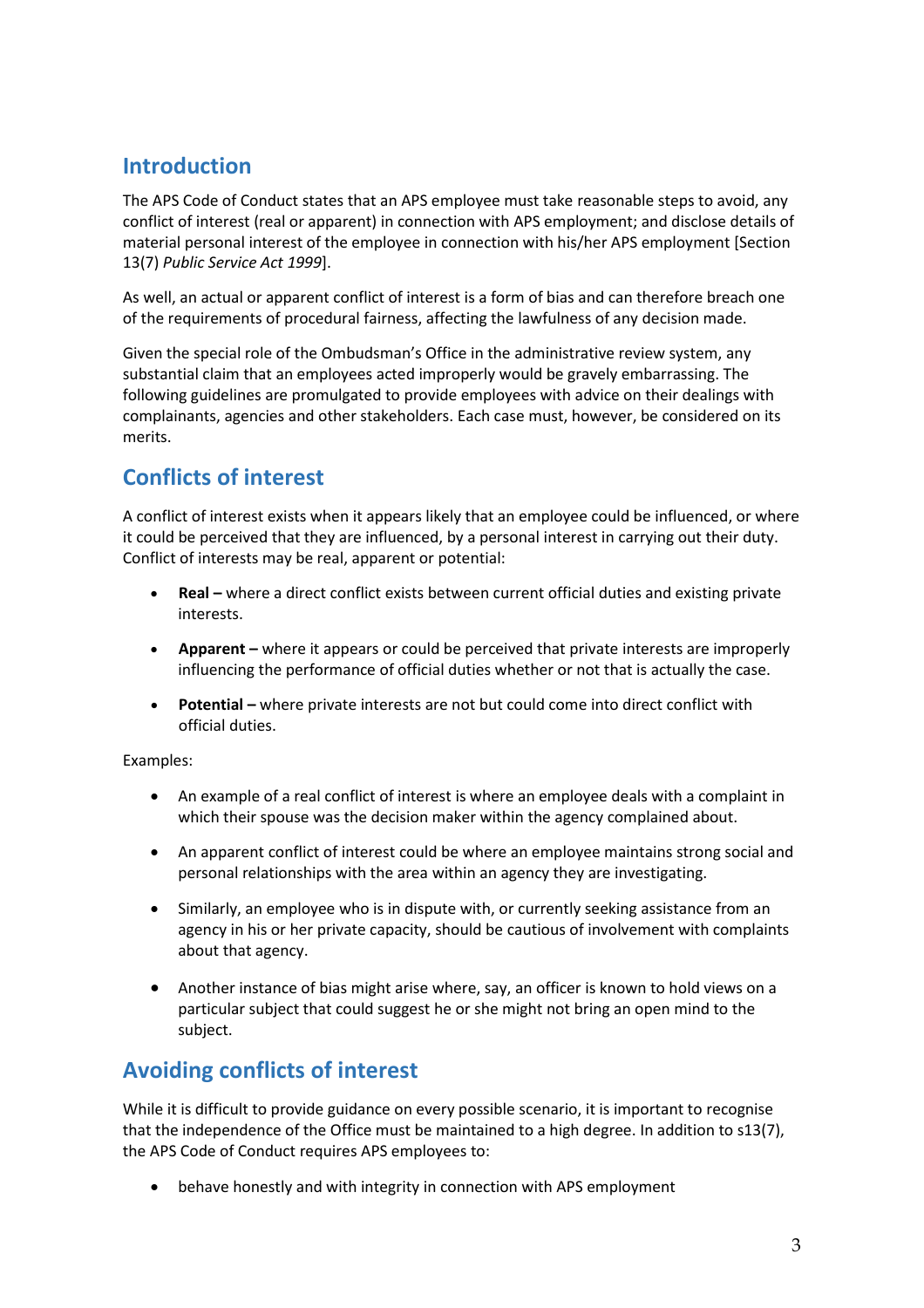## Introduction

The APS Code of Conduct states that an APS employee must take reasonable steps to avoid, any conflict of interest (real or apparent) in connection with APS employment; and disclose details of material personal interest of the employee in connection with his/her APS employment [Section 13(7) *Public Service Act 1999*].

As well, an actual or apparent conflict of interest is a form of bias and can therefore breach one of the requirements of procedural fairness, affecting the lawfulness of any decision made.

Given the special role of the Ombudsman's Office in the administrative review system, any substantial claim that an employees acted improperly would be gravely embarrassing. The following guidelines are promulgated to provide employees with advice on their dealings with complainants, agencies and other stakeholders. Each case must, however, be considered on its merits.

## Conflicts of interest

A conflict of interest exists when it appears likely that an employee could be influenced, or where it could be perceived that they are influenced, by a personal interest in carrying out their duty. Conflict of interests may be real, apparent or potential:

- **Real –** where a direct conflict exists between current official duties and existing private interests.
- **Apparent –** where it appears or could be perceived that private interests are improperly influencing the performance of official duties whether or not that is actually the case.
- **Potential –** where private interests are not but could come into direct conflict with official duties.

Examples:

- An example of a real conflict of interest is where an employee deals with a complaint in which their spouse was the decision maker within the agency complained about.
- An apparent conflict of interest could be where an employee maintains strong social and personal relationships with the area within an agency they are investigating.
- Similarly, an employee who is in dispute with, or currently seeking assistance from an agency in his or her private capacity, should be cautious of involvement with complaints about that agency.
- Another instance of bias might arise where, say, an officer is known to hold views on a particular subject that could suggest he or she might not bring an open mind to the subject.

## Avoiding conflicts of interest

While it is difficult to provide guidance on every possible scenario, it is important to recognise that the independence of the Office must be maintained to a high degree. In addition to s13(7), the APS Code of Conduct requires APS employees to:

- behave honestly and with integrity in connection with APS employment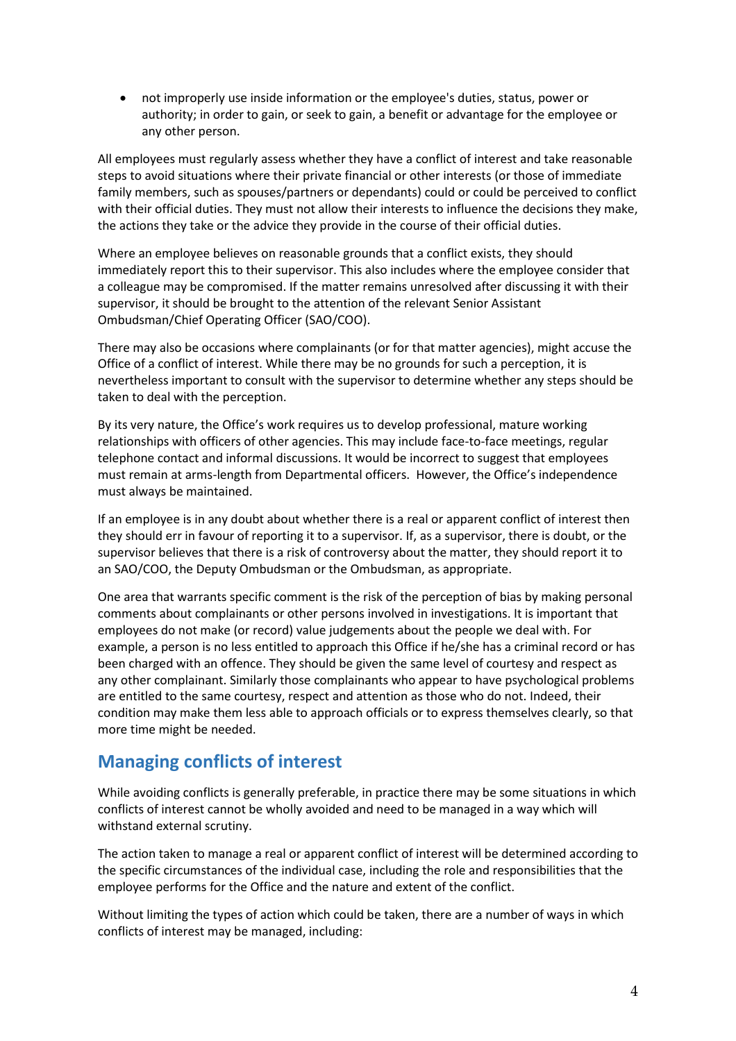- not improperly use inside information or the employee's duties, status, power or authority; in order to gain, or seek to gain, a benefit or advantage for the employee or any other person.

All employees must regularly assess whether they have a conflict of interest and take reasonable steps to avoid situations where their private financial or other interests (or those of immediate family members, such as spouses/partners or dependants) could or could be perceived to conflict with their official duties. They must not allow their interests to influence the decisions they make, the actions they take or the advice they provide in the course of their official duties.

Where an employee believes on reasonable grounds that a conflict exists, they should immediately report this to their supervisor. This also includes where the employee consider that a colleague may be compromised. If the matter remains unresolved after discussing it with their supervisor, it should be brought to the attention of the relevant Senior Assistant Ombudsman/Chief Operating Officer (SAO/COO).

There may also be occasions where complainants (or for that matter agencies), might accuse the Office of a conflict of interest. While there may be no grounds for such a perception, it is nevertheless important to consult with the supervisor to determine whether any steps should be taken to deal with the perception.

By its very nature, the Office's work requires us to develop professional, mature working relationships with officers of other agencies. This may include face-to-face meetings, regular telephone contact and informal discussions. It would be incorrect to suggest that employees must remain at arms-length from Departmental officers. However, the Office's independence must always be maintained.

If an employee is in any doubt about whether there is a real or apparent conflict of interest then they should err in favour of reporting it to a supervisor. If, as a supervisor, there is doubt, or the supervisor believes that there is a risk of controversy about the matter, they should report it to an SAO/COO, the Deputy Ombudsman or the Ombudsman, as appropriate.

One area that warrants specific comment is the risk of the perception of bias by making personal comments about complainants or other persons involved in investigations. It is important that employees do not make (or record) value judgements about the people we deal with. For example, a person is no less entitled to approach this Office if he/she has a criminal record or has been charged with an offence. They should be given the same level of courtesy and respect as any other complainant. Similarly those complainants who appear to have psychological problems are entitled to the same courtesy, respect and attention as those who do not. Indeed, their condition may make them less able to approach officials or to express themselves clearly, so that more time might be needed.

## Managing conflicts of interest

While avoiding conflicts is generally preferable, in practice there may be some situations in which conflicts of interest cannot be wholly avoided and need to be managed in a way which will withstand external scrutiny.

The action taken to manage a real or apparent conflict of interest will be determined according to the specific circumstances of the individual case, including the role and responsibilities that the employee performs for the Office and the nature and extent of the conflict.

Without limiting the types of action which could be taken, there are a number of ways in which conflicts of interest may be managed, including: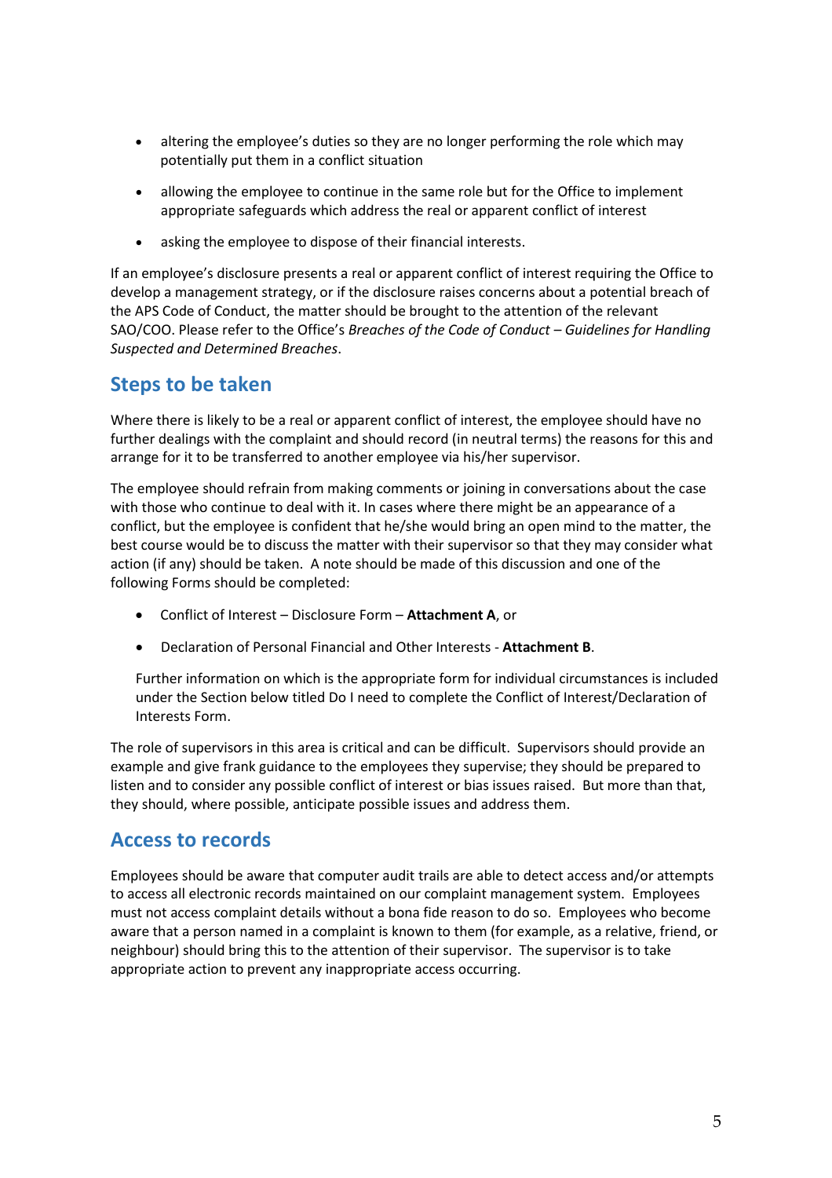- altering the employee's duties so they are no longer performing the role which may potentially put them in a conflict situation
- allowing the employee to continue in the same role but for the Office to implement appropriate safeguards which address the real or apparent conflict of interest
- asking the employee to dispose of their financial interests.

If an employee's disclosure presents a real or apparent conflict of interest requiring the Office to develop a management strategy, or if the disclosure raises concerns about a potential breach of the APS Code of Conduct, the matter should be brought to the attention of the relevant SAO/COO. Please refer to the Office's *Breaches of the Code of Conduct – Guidelines for Handling Suspected and Determined Breaches*.

## Steps to be taken

Where there is likely to be a real or apparent conflict of interest, the employee should have no further dealings with the complaint and should record (in neutral terms) the reasons for this and arrange for it to be transferred to another employee via his/her supervisor.

The employee should refrain from making comments or joining in conversations about the case with those who continue to deal with it. In cases where there might be an appearance of a conflict, but the employee is confident that he/she would bring an open mind to the matter, the best course would be to discuss the matter with their supervisor so that they may consider what action (if any) should be taken. A note should be made of this discussion and one of the following Forms should be completed:

- Conflict of Interest – Disclosure Form – **Attachment A**, or
- Declaration of Personal Financial and Other Interests - **Attachment B**.

Further information on which is the appropriate form for individual circumstances is included under the Section below titled Do I need to complete the Conflict of Interest/Declaration of Interests Form.

The role of supervisors in this area is critical and can be difficult. Supervisors should provide an example and give frank guidance to the employees they supervise; they should be prepared to listen and to consider any possible conflict of interest or bias issues raised. But more than that, they should, where possible, anticipate possible issues and address them.

## Access to records

Employees should be aware that computer audit trails are able to detect access and/or attempts to access all electronic records maintained on our complaint management system. Employees must not access complaint details without a bona fide reason to do so. Employees who become aware that a person named in a complaint is known to them (for example, as a relative, friend, or neighbour) should bring this to the attention of their supervisor. The supervisor is to take appropriate action to prevent any inappropriate access occurring.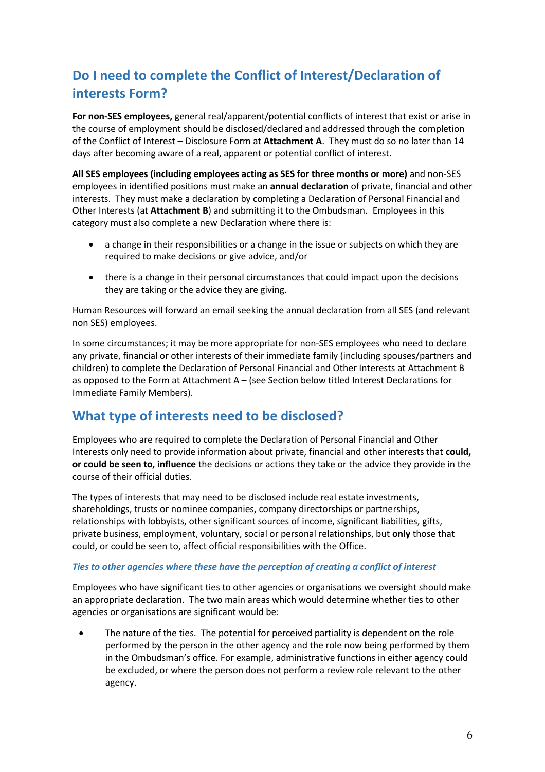## Do I need to complete the Conflict of Interest/Declaration of interests Form?

**For non-SES employees,** general real/apparent/potential conflicts of interest that exist or arise in the course of employment should be disclosed/declared and addressed through the completion of the Conflict of Interest – Disclosure Form at **Attachment A**. They must do so no later than 14 days after becoming aware of a real, apparent or potential conflict of interest.

**All SES employees (including employees acting as SES for three months or more)** and non-SES employees in identified positions must make an **annual declaration** of private, financial and other interests. They must make a declaration by completing a Declaration of Personal Financial and Other Interests (at **Attachment B**) and submitting it to the Ombudsman. Employees in this category must also complete a new Declaration where there is:

- a change in their responsibilities or a change in the issue or subjects on which they are required to make decisions or give advice, and/or
- there is a change in their personal circumstances that could impact upon the decisions they are taking or the advice they are giving.

Human Resources will forward an email seeking the annual declaration from all SES (and relevant non SES) employees.

In some circumstances; it may be more appropriate for non-SES employees who need to declare any private, financial or other interests of their immediate family (including spouses/partners and children) to complete the Declaration of Personal Financial and Other Interests at Attachment B as opposed to the Form at Attachment A – (see Section below titled Interest Declarations for Immediate Family Members).

## What type of interests need to be disclosed?

Employees who are required to complete the Declaration of Personal Financial and Other Interests only need to provide information about private, financial and other interests that **could, or could be seen to, influence** the decisions or actions they take or the advice they provide in the course of their official duties.

The types of interests that may need to be disclosed include real estate investments, shareholdings, trusts or nominee companies, company directorships or partnerships, relationships with lobbyists, other significant sources of income, significant liabilities, gifts, private business, employment, voluntary, social or personal relationships, but **only** those that could, or could be seen to, affect official responsibilities with the Office.

### *Ties to other agencies where these have the perception of creating a conflict of interest*

Employees who have significant ties to other agencies or organisations we oversight should make an appropriate declaration. The two main areas which would determine whether ties to other agencies or organisations are significant would be:

- The nature of the ties. The potential for perceived partiality is dependent on the role performed by the person in the other agency and the role now being performed by them in the Ombudsman's office. For example, administrative functions in either agency could be excluded, or where the person does not perform a review role relevant to the other agency.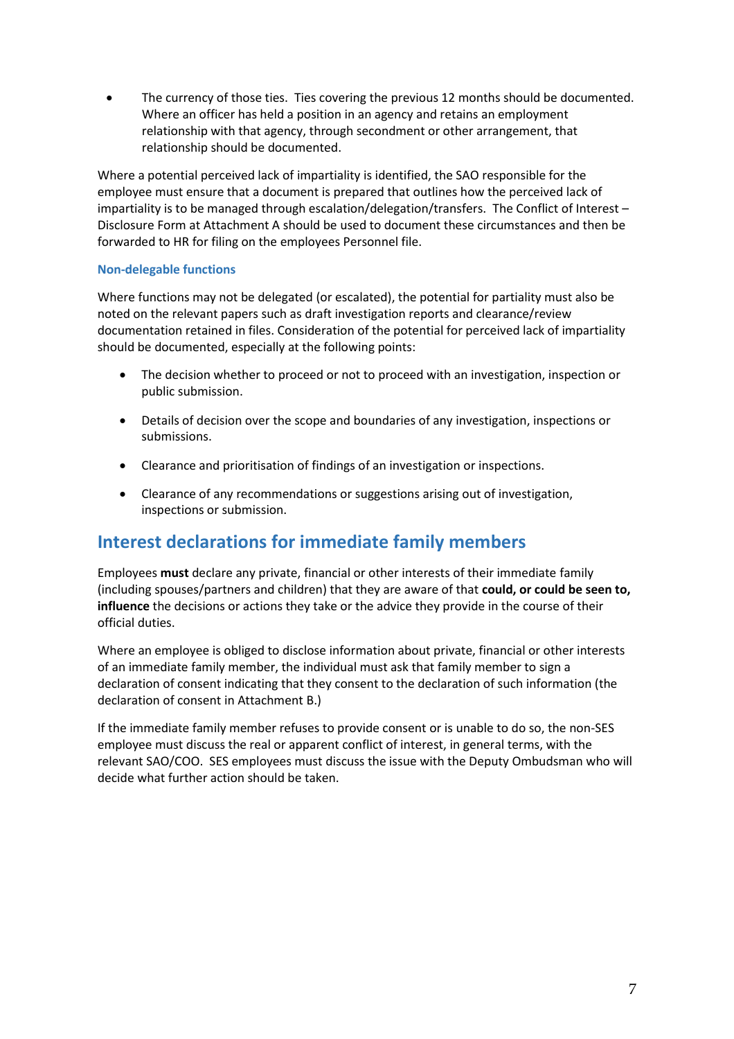- The currency of those ties. Ties covering the previous 12 months should be documented. Where an officer has held a position in an agency and retains an employment relationship with that agency, through secondment or other arrangement, that relationship should be documented.

Where a potential perceived lack of impartiality is identified, the SAO responsible for the employee must ensure that a document is prepared that outlines how the perceived lack of impartiality is to be managed through escalation/delegation/transfers. The Conflict of Interest – Disclosure Form at Attachment A should be used to document these circumstances and then be forwarded to HR for filing on the employees Personnel file.

### Non-delegable functions

Where functions may not be delegated (or escalated), the potential for partiality must also be noted on the relevant papers such as draft investigation reports and clearance/review documentation retained in files. Consideration of the potential for perceived lack of impartiality should be documented, especially at the following points:

- The decision whether to proceed or not to proceed with an investigation, inspection or public submission.
- Details of decision over the scope and boundaries of any investigation, inspections or submissions.
- Clearance and prioritisation of findings of an investigation or inspections.
- Clearance of any recommendations or suggestions arising out of investigation, inspections or submission.

## Interest declarations for immediate family members

Employees **must** declare any private, financial or other interests of their immediate family (including spouses/partners and children) that they are aware of that **could, or could be seen to, influence** the decisions or actions they take or the advice they provide in the course of their official duties.

Where an employee is obliged to disclose information about private, financial or other interests of an immediate family member, the individual must ask that family member to sign a declaration of consent indicating that they consent to the declaration of such information (the declaration of consent in Attachment B.)

If the immediate family member refuses to provide consent or is unable to do so, the non-SES employee must discuss the real or apparent conflict of interest, in general terms, with the relevant SAO/COO. SES employees must discuss the issue with the Deputy Ombudsman who will decide what further action should be taken.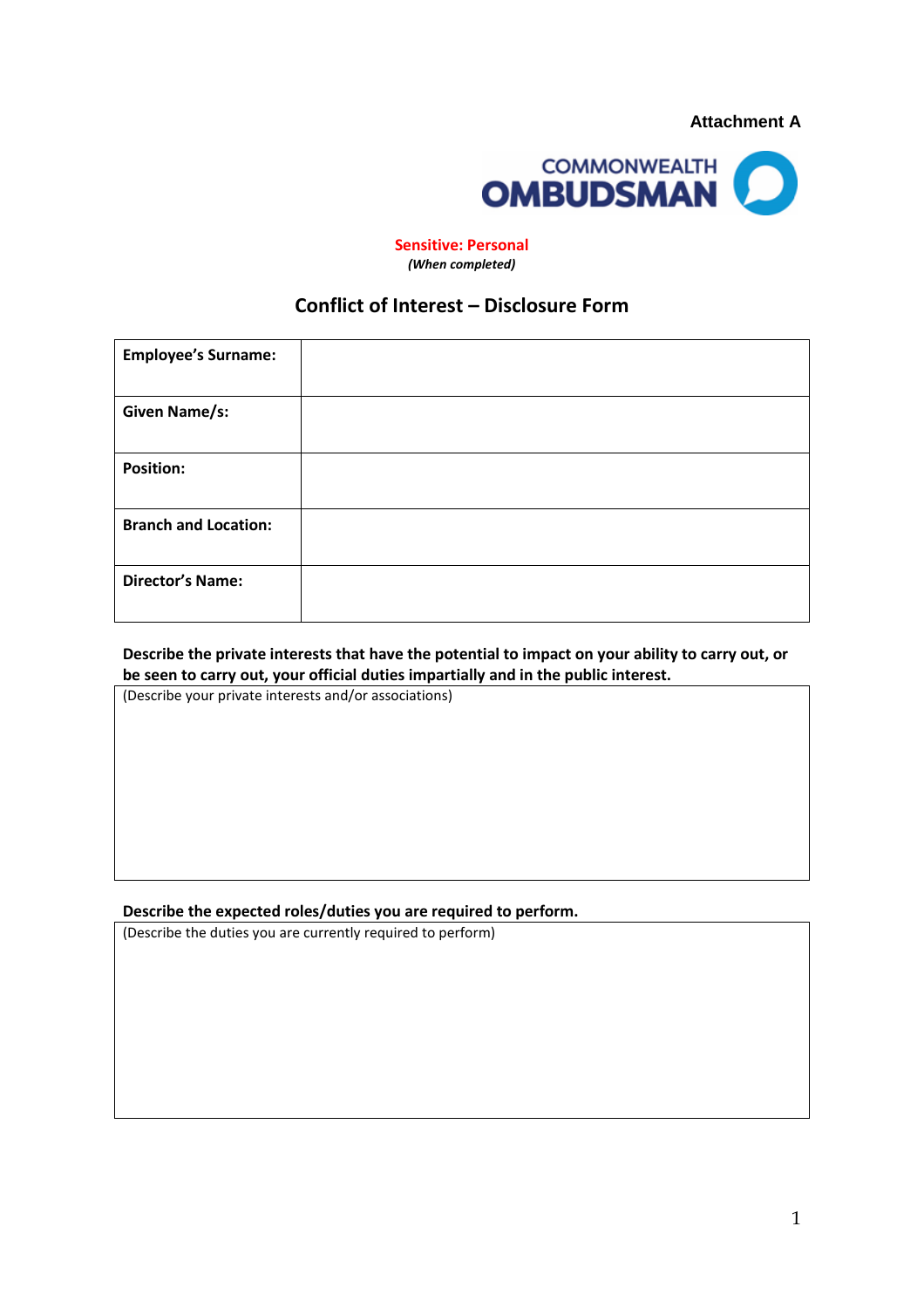**Attachment A**

COMMONWEALTH OMBUDSMAN

**Sensitive: Personal**
***(When completed)***

## Conflict of Interest – Disclosure Form

| **Employee's Surname:** | |
|---|---|
| **Given Name/s:** | |
| **Position:** | |
| **Branch and Location:** | |
| **Director's Name:** | |

**Describe the private interests that have the potential to impact on your ability to carry out, or be seen to carry out, your official duties impartially and in the public interest.**

| (Describe your private interests and/or associations) |
|---|
| |

**Describe the expected roles/duties you are required to perform.**

| (Describe the duties you are currently required to perform) |
|---|
| |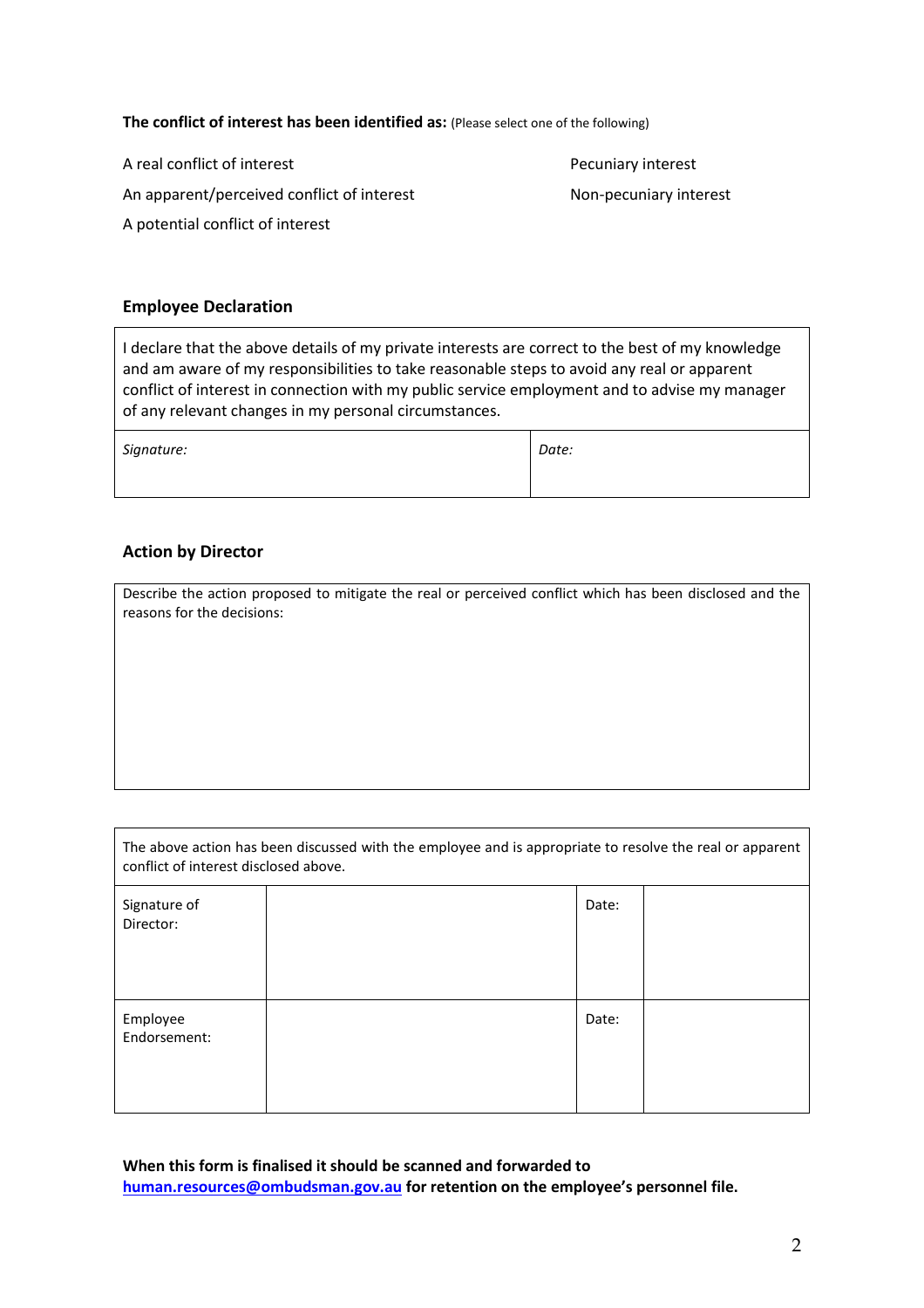**The conflict of interest has been identified as:** (Please select one of the following)

A real conflict of interest

An apparent/perceived conflict of interest

A potential conflict of interest

Pecuniary interest

Non-pecuniary interest

### Employee Declaration

| I declare that the above details of my private interests are correct to the best of my knowledge and am aware of my responsibilities to take reasonable steps to avoid any real or apparent conflict of interest in connection with my public service employment and to advise my manager of any relevant changes in my personal circumstances. | |
|---|---|
| *Signature:* | *Date:* |

### Action by Director

| Describe the action proposed to mitigate the real or perceived conflict which has been disclosed and the reasons for the decisions: |
|---|
| |

| The above action has been discussed with the employee and is appropriate to resolve the real or apparent conflict of interest disclosed above. | | | |
|---|---|---|---|
| Signature of Director: | | Date: | |
| Employee Endorsement: | | Date: | |

**When this form is finalised it should be scanned and forwarded to [human.resources@ombudsman.gov.au](mailto:human.resources@ombudsman.gov.au) for retention on the employee's personnel file.**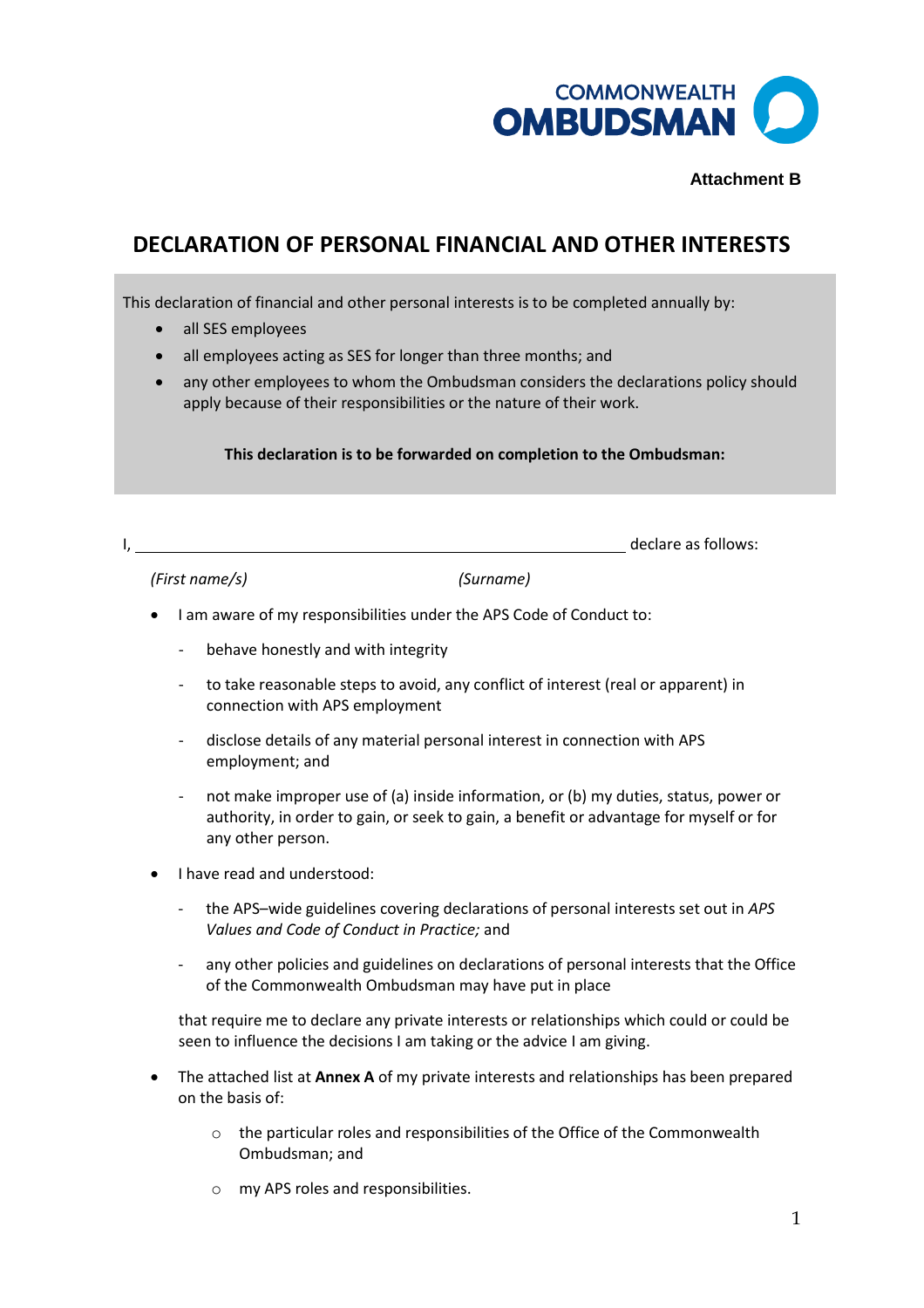**Attachment B**

# DECLARATION OF PERSONAL FINANCIAL AND OTHER INTERESTS

This declaration of financial and other personal interests is to be completed annually by:

- all SES employees
- all employees acting as SES for longer than three months; and
- any other employees to whom the Ombudsman considers the declarations policy should apply because of their responsibilities or the nature of their work.

**This declaration is to be forwarded on completion to the Ombudsman:**

I, ______________________________________________ declare as follows:

*(First name/s)* *(Surname)*

- I am aware of my responsibilities under the APS Code of Conduct to:
  - behave honestly and with integrity
  - to take reasonable steps to avoid, any conflict of interest (real or apparent) in connection with APS employment
  - disclose details of any material personal interest in connection with APS employment; and
  - not make improper use of (a) inside information, or (b) my duties, status, power or authority, in order to gain, or seek to gain, a benefit or advantage for myself or for any other person.
- I have read and understood:
  - the APS–wide guidelines covering declarations of personal interests set out in *APS Values and Code of Conduct in Practice;* and
  - any other policies and guidelines on declarations of personal interests that the Office of the Commonwealth Ombudsman may have put in place

  that require me to declare any private interests or relationships which could or could be seen to influence the decisions I am taking or the advice I am giving.
- The attached list at **Annex A** of my private interests and relationships has been prepared on the basis of:
  - the particular roles and responsibilities of the Office of the Commonwealth Ombudsman; and
  - my APS roles and responsibilities.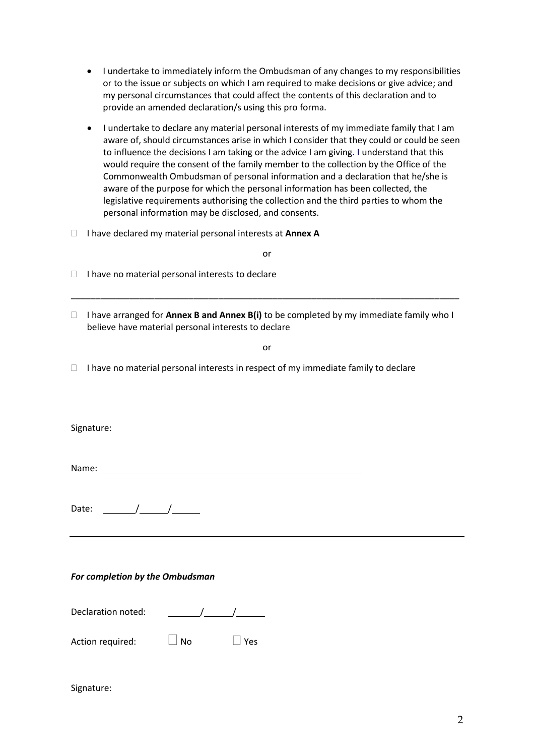- I undertake to immediately inform the Ombudsman of any changes to my responsibilities or to the issue or subjects on which I am required to make decisions or give advice; and my personal circumstances that could affect the contents of this declaration and to provide an amended declaration/s using this pro forma.
- I undertake to declare any material personal interests of my immediate family that I am aware of, should circumstances arise in which I consider that they could or could be seen to influence the decisions I am taking or the advice I am giving. I understand that this would require the consent of the family member to the collection by the Office of the Commonwealth Ombudsman of personal information and a declaration that he/she is aware of the purpose for which the personal information has been collected, the legislative requirements authorising the collection and the third parties to whom the personal information may be disclosed, and consents.

☐ I have declared my material personal interests at **Annex A**

or

☐ I have no material personal interests to declare

---

☐ I have arranged for **Annex B and Annex B(i)** to be completed by my immediate family who I believe have material personal interests to declare

or

☐ I have no material personal interests in respect of my immediate family to declare

Signature:

Name: ______________________________________________

Date: ______/______/______

---

***For completion by the Ombudsman***

Declaration noted: ______/______/______

Action required: ☐ No ☐ Yes

Signature: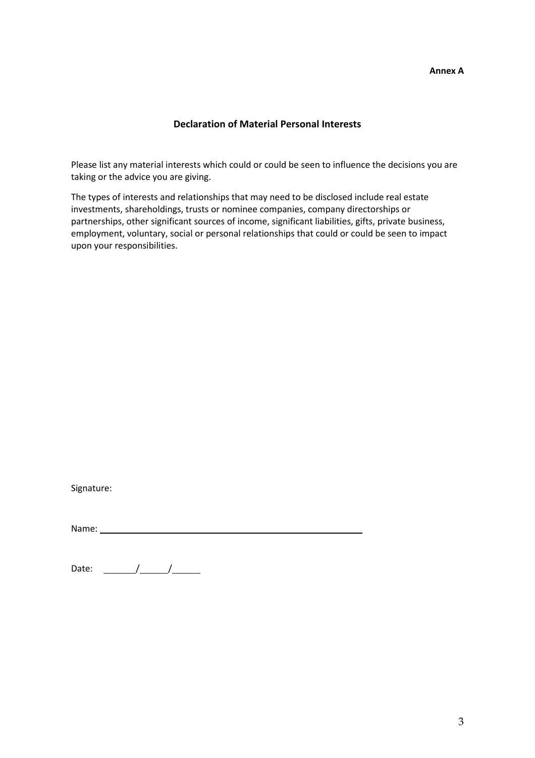**Annex A**

## Declaration of Material Personal Interests

Please list any material interests which could or could be seen to influence the decisions you are taking or the advice you are giving.

The types of interests and relationships that may need to be disclosed include real estate investments, shareholdings, trusts or nominee companies, company directorships or partnerships, other significant sources of income, significant liabilities, gifts, private business, employment, voluntary, social or personal relationships that could or could be seen to impact upon your responsibilities.

Signature:

Name: ______________________________________________

Date: ______/______/______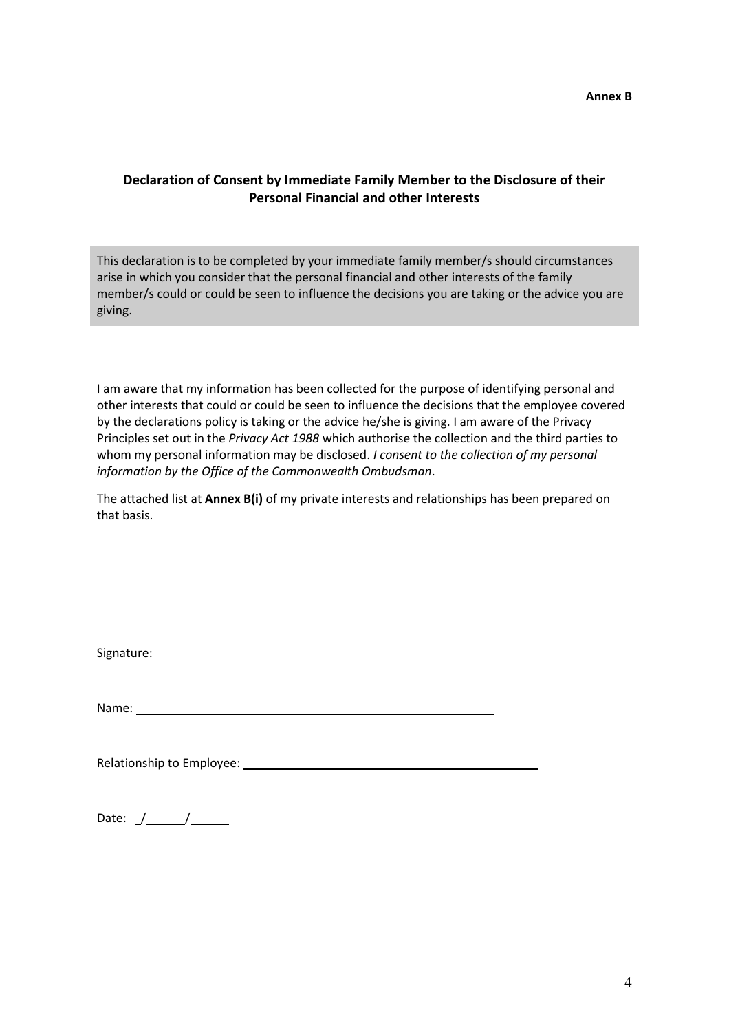**Annex B**

## Declaration of Consent by Immediate Family Member to the Disclosure of their Personal Financial and other Interests

This declaration is to be completed by your immediate family member/s should circumstances arise in which you consider that the personal financial and other interests of the family member/s could or could be seen to influence the decisions you are taking or the advice you are giving.

I am aware that my information has been collected for the purpose of identifying personal and other interests that could or could be seen to influence the decisions that the employee covered by the declarations policy is taking or the advice he/she is giving. I am aware of the Privacy Principles set out in the *Privacy Act 1988* which authorise the collection and the third parties to whom my personal information may be disclosed. *I consent to the collection of my personal information by the Office of the Commonwealth Ombudsman*.

The attached list at **Annex B(i)** of my private interests and relationships has been prepared on that basis.

Signature:

Name: ______________________________________________

Relationship to Employee: ______________________________________

Date: \_\_/\_\_\_\_\_\_/\_\_\_\_\_\_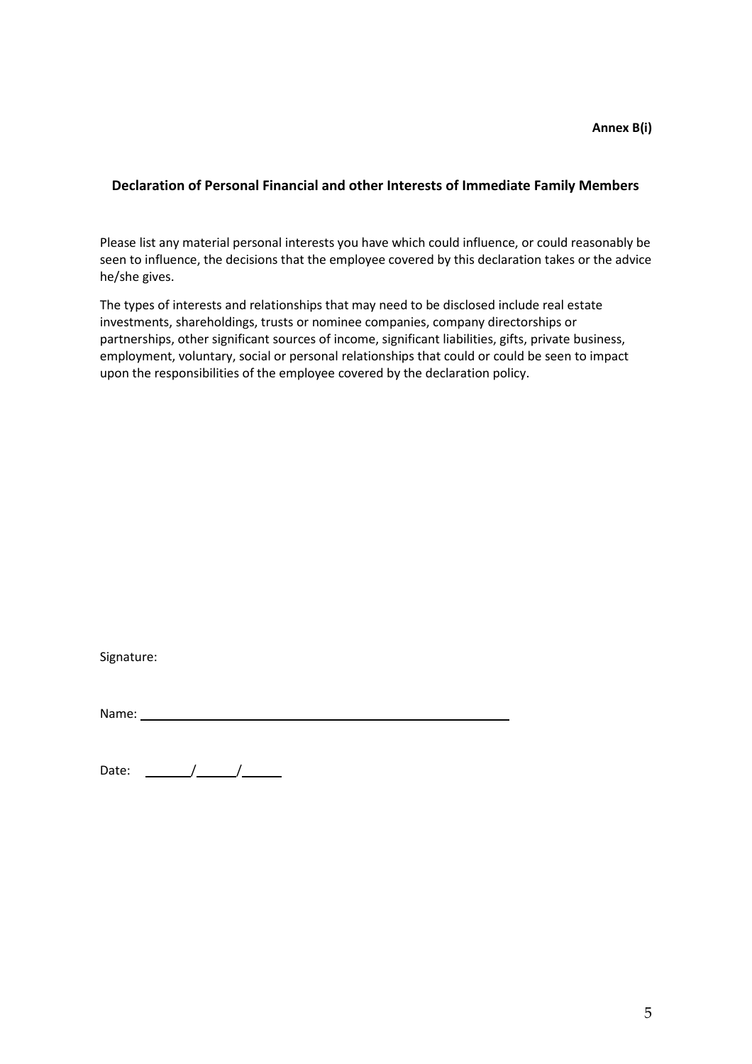**Annex B(i)**

## Declaration of Personal Financial and other Interests of Immediate Family Members

Please list any material personal interests you have which could influence, or could reasonably be seen to influence, the decisions that the employee covered by this declaration takes or the advice he/she gives.

The types of interests and relationships that may need to be disclosed include real estate investments, shareholdings, trusts or nominee companies, company directorships or partnerships, other significant sources of income, significant liabilities, gifts, private business, employment, voluntary, social or personal relationships that could or could be seen to impact upon the responsibilities of the employee covered by the declaration policy.

Signature:

Name: ______________________________________________

Date: ______/______/______